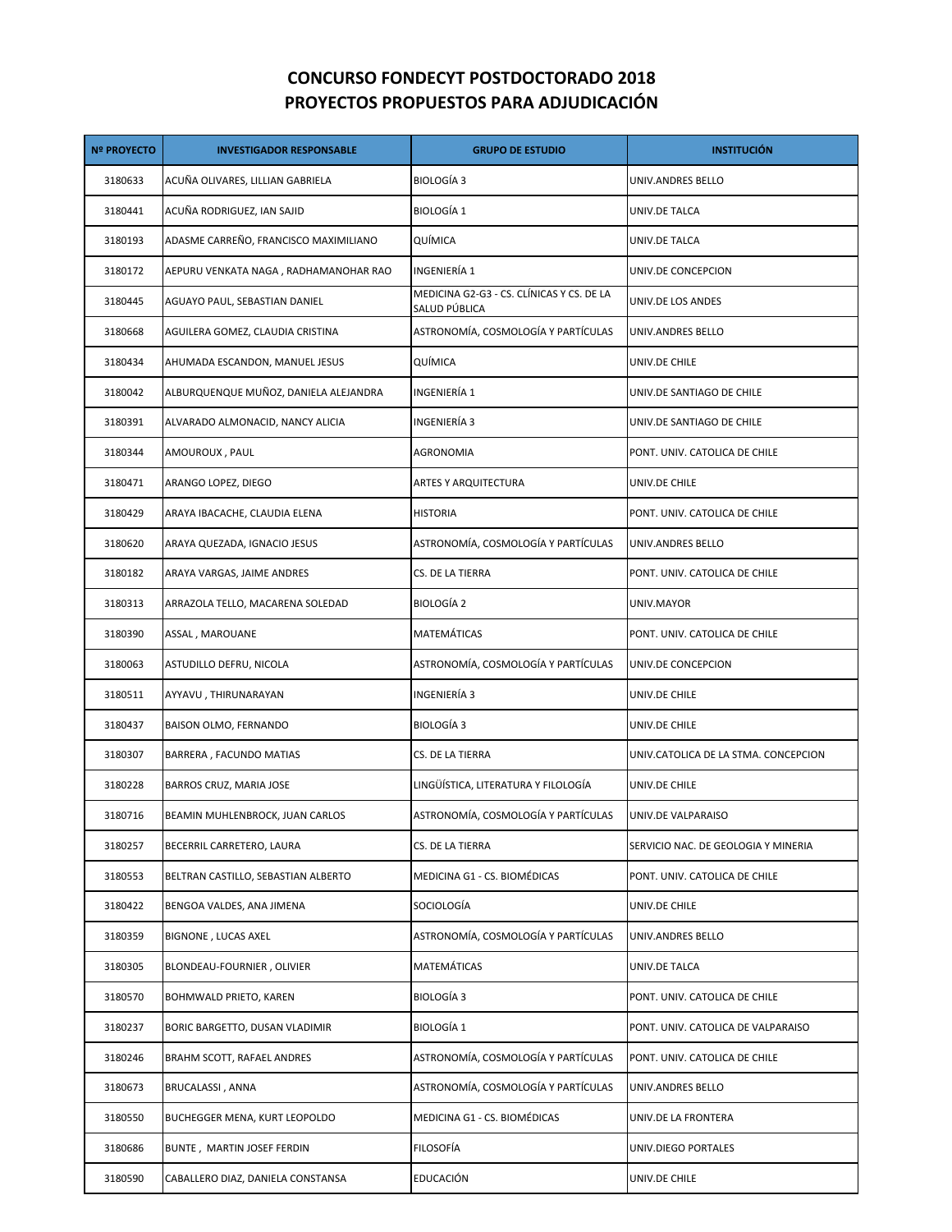# CONCURSO FONDECYT POSTDOCTORADO 2018
## PROYECTOS PROPUESTOS PARA ADJUDICACIÓN

| Nº PROYECTO | INVESTIGADOR RESPONSABLE | GRUPO DE ESTUDIO | INSTITUCIÓN |
|---|---|---|---|
| 3180633 | ACUÑA OLIVARES, LILLIAN GABRIELA | BIOLOGÍA 3 | UNIV.ANDRES BELLO |
| 3180441 | ACUÑA RODRIGUEZ, IAN SAJID | BIOLOGÍA 1 | UNIV.DE TALCA |
| 3180193 | ADASME CARREÑO, FRANCISCO MAXIMILIANO | QUÍMICA | UNIV.DE TALCA |
| 3180172 | AEPURU VENKATA NAGA , RADHAMANOHAR RAO | INGENIERÍA 1 | UNIV.DE CONCEPCION |
| 3180445 | AGUAYO PAUL, SEBASTIAN DANIEL | MEDICINA G2-G3 - CS. CLÍNICAS Y CS. DE LA SALUD PÚBLICA | UNIV.DE LOS ANDES |
| 3180668 | AGUILERA GOMEZ, CLAUDIA CRISTINA | ASTRONOMÍA, COSMOLOGÍA Y PARTÍCULAS | UNIV.ANDRES BELLO |
| 3180434 | AHUMADA ESCANDON, MANUEL JESUS | QUÍMICA | UNIV.DE CHILE |
| 3180042 | ALBURQUENQUE MUÑOZ, DANIELA ALEJANDRA | INGENIERÍA 1 | UNIV.DE SANTIAGO DE CHILE |
| 3180391 | ALVARADO ALMONACID, NANCY ALICIA | INGENIERÍA 3 | UNIV.DE SANTIAGO DE CHILE |
| 3180344 | AMOUROUX , PAUL | AGRONOMIA | PONT. UNIV. CATOLICA DE CHILE |
| 3180471 | ARANGO LOPEZ, DIEGO | ARTES Y ARQUITECTURA | UNIV.DE CHILE |
| 3180429 | ARAYA IBACACHE, CLAUDIA ELENA | HISTORIA | PONT. UNIV. CATOLICA DE CHILE |
| 3180620 | ARAYA QUEZADA, IGNACIO JESUS | ASTRONOMÍA, COSMOLOGÍA Y PARTÍCULAS | UNIV.ANDRES BELLO |
| 3180182 | ARAYA VARGAS, JAIME ANDRES | CS. DE LA TIERRA | PONT. UNIV. CATOLICA DE CHILE |
| 3180313 | ARRAZOLA TELLO, MACARENA SOLEDAD | BIOLOGÍA 2 | UNIV.MAYOR |
| 3180390 | ASSAL , MAROUANE | MATEMÁTICAS | PONT. UNIV. CATOLICA DE CHILE |
| 3180063 | ASTUDILLO DEFRU, NICOLA | ASTRONOMÍA, COSMOLOGÍA Y PARTÍCULAS | UNIV.DE CONCEPCION |
| 3180511 | AYYAVU , THIRUNARAYAN | INGENIERÍA 3 | UNIV.DE CHILE |
| 3180437 | BAISON OLMO, FERNANDO | BIOLOGÍA 3 | UNIV.DE CHILE |
| 3180307 | BARRERA , FACUNDO MATIAS | CS. DE LA TIERRA | UNIV.CATOLICA DE LA STMA. CONCEPCION |
| 3180228 | BARROS CRUZ, MARIA JOSE | LINGÜÍSTICA, LITERATURA Y FILOLOGÍA | UNIV.DE CHILE |
| 3180716 | BEAMIN MUHLENBROCK, JUAN CARLOS | ASTRONOMÍA, COSMOLOGÍA Y PARTÍCULAS | UNIV.DE VALPARAISO |
| 3180257 | BECERRIL CARRETERO, LAURA | CS. DE LA TIERRA | SERVICIO NAC. DE GEOLOGIA Y MINERIA |
| 3180553 | BELTRAN CASTILLO, SEBASTIAN ALBERTO | MEDICINA G1 - CS. BIOMÉDICAS | PONT. UNIV. CATOLICA DE CHILE |
| 3180422 | BENGOA VALDES, ANA JIMENA | SOCIOLOGÍA | UNIV.DE CHILE |
| 3180359 | BIGNONE , LUCAS AXEL | ASTRONOMÍA, COSMOLOGÍA Y PARTÍCULAS | UNIV.ANDRES BELLO |
| 3180305 | BLONDEAU-FOURNIER , OLIVIER | MATEMÁTICAS | UNIV.DE TALCA |
| 3180570 | BOHMWALD PRIETO, KAREN | BIOLOGÍA 3 | PONT. UNIV. CATOLICA DE CHILE |
| 3180237 | BORIC BARGETTO, DUSAN VLADIMIR | BIOLOGÍA 1 | PONT. UNIV. CATOLICA DE VALPARAISO |
| 3180246 | BRAHM SCOTT, RAFAEL ANDRES | ASTRONOMÍA, COSMOLOGÍA Y PARTÍCULAS | PONT. UNIV. CATOLICA DE CHILE |
| 3180673 | BRUCALASSI , ANNA | ASTRONOMÍA, COSMOLOGÍA Y PARTÍCULAS | UNIV.ANDRES BELLO |
| 3180550 | BUCHEGGER MENA, KURT LEOPOLDO | MEDICINA G1 - CS. BIOMÉDICAS | UNIV.DE LA FRONTERA |
| 3180686 | BUNTE , MARTIN JOSEF FERDIN | FILOSOFÍA | UNIV.DIEGO PORTALES |
| 3180590 | CABALLERO DIAZ, DANIELA CONSTANSA | EDUCACIÓN | UNIV.DE CHILE |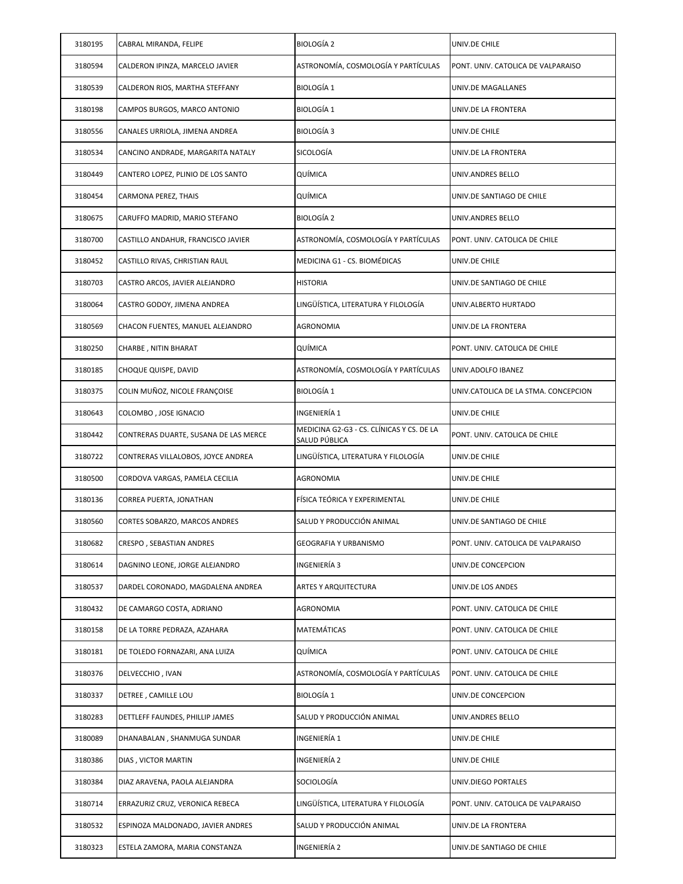| | | | |
|---|---|---|---|
| 3180195 | CABRAL MIRANDA, FELIPE | BIOLOGÍA 2 | UNIV.DE CHILE |
| 3180594 | CALDERON IPINZA, MARCELO JAVIER | ASTRONOMÍA, COSMOLOGÍA Y PARTÍCULAS | PONT. UNIV. CATOLICA DE VALPARAISO |
| 3180539 | CALDERON RIOS, MARTHA STEFFANY | BIOLOGÍA 1 | UNIV.DE MAGALLANES |
| 3180198 | CAMPOS BURGOS, MARCO ANTONIO | BIOLOGÍA 1 | UNIV.DE LA FRONTERA |
| 3180556 | CANALES URRIOLA, JIMENA ANDREA | BIOLOGÍA 3 | UNIV.DE CHILE |
| 3180534 | CANCINO ANDRADE, MARGARITA NATALY | SICOLOGÍA | UNIV.DE LA FRONTERA |
| 3180449 | CANTERO LOPEZ, PLINIO DE LOS SANTO | QUÍMICA | UNIV.ANDRES BELLO |
| 3180454 | CARMONA PEREZ, THAIS | QUÍMICA | UNIV.DE SANTIAGO DE CHILE |
| 3180675 | CARUFFO MADRID, MARIO STEFANO | BIOLOGÍA 2 | UNIV.ANDRES BELLO |
| 3180700 | CASTILLO ANDAHUR, FRANCISCO JAVIER | ASTRONOMÍA, COSMOLOGÍA Y PARTÍCULAS | PONT. UNIV. CATOLICA DE CHILE |
| 3180452 | CASTILLO RIVAS, CHRISTIAN RAUL | MEDICINA G1 - CS. BIOMÉDICAS | UNIV.DE CHILE |
| 3180703 | CASTRO ARCOS, JAVIER ALEJANDRO | HISTORIA | UNIV.DE SANTIAGO DE CHILE |
| 3180064 | CASTRO GODOY, JIMENA ANDREA | LINGÜÍSTICA, LITERATURA Y FILOLOGÍA | UNIV.ALBERTO HURTADO |
| 3180569 | CHACON FUENTES, MANUEL ALEJANDRO | AGRONOMIA | UNIV.DE LA FRONTERA |
| 3180250 | CHARBE , NITIN BHARAT | QUÍMICA | PONT. UNIV. CATOLICA DE CHILE |
| 3180185 | CHOQUE QUISPE, DAVID | ASTRONOMÍA, COSMOLOGÍA Y PARTÍCULAS | UNIV.ADOLFO IBANEZ |
| 3180375 | COLIN MUÑOZ, NICOLE FRANÇOISE | BIOLOGÍA 1 | UNIV.CATOLICA DE LA STMA. CONCEPCION |
| 3180643 | COLOMBO , JOSE IGNACIO | INGENIERÍA 1 | UNIV.DE CHILE |
| 3180442 | CONTRERAS DUARTE, SUSANA DE LAS MERCE | MEDICINA G2-G3 - CS. CLÍNICAS Y CS. DE LA SALUD PÚBLICA | PONT. UNIV. CATOLICA DE CHILE |
| 3180722 | CONTRERAS VILLALOBOS, JOYCE ANDREA | LINGÜÍSTICA, LITERATURA Y FILOLOGÍA | UNIV.DE CHILE |
| 3180500 | CORDOVA VARGAS, PAMELA CECILIA | AGRONOMIA | UNIV.DE CHILE |
| 3180136 | CORREA PUERTA, JONATHAN | FÍSICA TEÓRICA Y EXPERIMENTAL | UNIV.DE CHILE |
| 3180560 | CORTES SOBARZO, MARCOS ANDRES | SALUD Y PRODUCCIÓN ANIMAL | UNIV.DE SANTIAGO DE CHILE |
| 3180682 | CRESPO , SEBASTIAN ANDRES | GEOGRAFIA Y URBANISMO | PONT. UNIV. CATOLICA DE VALPARAISO |
| 3180614 | DAGNINO LEONE, JORGE ALEJANDRO | INGENIERÍA 3 | UNIV.DE CONCEPCION |
| 3180537 | DARDEL CORONADO, MAGDALENA ANDREA | ARTES Y ARQUITECTURA | UNIV.DE LOS ANDES |
| 3180432 | DE CAMARGO COSTA, ADRIANO | AGRONOMIA | PONT. UNIV. CATOLICA DE CHILE |
| 3180158 | DE LA TORRE PEDRAZA, AZAHARA | MATEMÁTICAS | PONT. UNIV. CATOLICA DE CHILE |
| 3180181 | DE TOLEDO FORNAZARI, ANA LUIZA | QUÍMICA | PONT. UNIV. CATOLICA DE CHILE |
| 3180376 | DELVECCHIO , IVAN | ASTRONOMÍA, COSMOLOGÍA Y PARTÍCULAS | PONT. UNIV. CATOLICA DE CHILE |
| 3180337 | DETREE , CAMILLE LOU | BIOLOGÍA 1 | UNIV.DE CONCEPCION |
| 3180283 | DETTLEFF FAUNDES, PHILLIP JAMES | SALUD Y PRODUCCIÓN ANIMAL | UNIV.ANDRES BELLO |
| 3180089 | DHANABALAN , SHANMUGA SUNDAR | INGENIERÍA 1 | UNIV.DE CHILE |
| 3180386 | DIAS , VICTOR MARTIN | INGENIERÍA 2 | UNIV.DE CHILE |
| 3180384 | DIAZ ARAVENA, PAOLA ALEJANDRA | SOCIOLOGÍA | UNIV.DIEGO PORTALES |
| 3180714 | ERRAZURIZ CRUZ, VERONICA REBECA | LINGÜÍSTICA, LITERATURA Y FILOLOGÍA | PONT. UNIV. CATOLICA DE VALPARAISO |
| 3180532 | ESPINOZA MALDONADO, JAVIER ANDRES | SALUD Y PRODUCCIÓN ANIMAL | UNIV.DE LA FRONTERA |
| 3180323 | ESTELA ZAMORA, MARIA CONSTANZA | INGENIERÍA 2 | UNIV.DE SANTIAGO DE CHILE |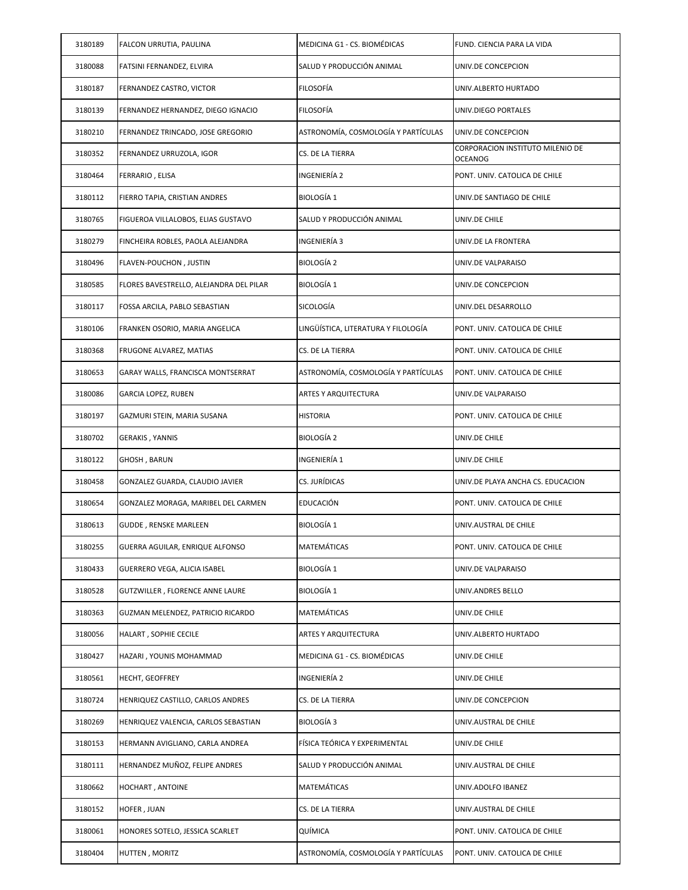| 3180189 | FALCON URRUTIA, PAULINA | MEDICINA G1 - CS. BIOMÉDICAS | FUND. CIENCIA PARA LA VIDA |
|---|---|---|---|
| 3180088 | FATSINI FERNANDEZ, ELVIRA | SALUD Y PRODUCCIÓN ANIMAL | UNIV.DE CONCEPCION |
| 3180187 | FERNANDEZ CASTRO, VICTOR | FILOSOFÍA | UNIV.ALBERTO HURTADO |
| 3180139 | FERNANDEZ HERNANDEZ, DIEGO IGNACIO | FILOSOFÍA | UNIV.DIEGO PORTALES |
| 3180210 | FERNANDEZ TRINCADO, JOSE GREGORIO | ASTRONOMÍA, COSMOLOGÍA Y PARTÍCULAS | UNIV.DE CONCEPCION |
| 3180352 | FERNANDEZ URRUZOLA, IGOR | CS. DE LA TIERRA | CORPORACION INSTITUTO MILENIO DE OCEANOG |
| 3180464 | FERRARIO , ELISA | INGENIERÍA 2 | PONT. UNIV. CATOLICA DE CHILE |
| 3180112 | FIERRO TAPIA, CRISTIAN ANDRES | BIOLOGÍA 1 | UNIV.DE SANTIAGO DE CHILE |
| 3180765 | FIGUEROA VILLALOBOS, ELIAS GUSTAVO | SALUD Y PRODUCCIÓN ANIMAL | UNIV.DE CHILE |
| 3180279 | FINCHEIRA ROBLES, PAOLA ALEJANDRA | INGENIERÍA 3 | UNIV.DE LA FRONTERA |
| 3180496 | FLAVEN-POUCHON , JUSTIN | BIOLOGÍA 2 | UNIV.DE VALPARAISO |
| 3180585 | FLORES BAVESTRELLO, ALEJANDRA DEL PILAR | BIOLOGÍA 1 | UNIV.DE CONCEPCION |
| 3180117 | FOSSA ARCILA, PABLO SEBASTIAN | SICOLOGÍA | UNIV.DEL DESARROLLO |
| 3180106 | FRANKEN OSORIO, MARIA ANGELICA | LINGÜÍSTICA, LITERATURA Y FILOLOGÍA | PONT. UNIV. CATOLICA DE CHILE |
| 3180368 | FRUGONE ALVAREZ, MATIAS | CS. DE LA TIERRA | PONT. UNIV. CATOLICA DE CHILE |
| 3180653 | GARAY WALLS, FRANCISCA MONTSERRAT | ASTRONOMÍA, COSMOLOGÍA Y PARTÍCULAS | PONT. UNIV. CATOLICA DE CHILE |
| 3180086 | GARCIA LOPEZ, RUBEN | ARTES Y ARQUITECTURA | UNIV.DE VALPARAISO |
| 3180197 | GAZMURI STEIN, MARIA SUSANA | HISTORIA | PONT. UNIV. CATOLICA DE CHILE |
| 3180702 | GERAKIS , YANNIS | BIOLOGÍA 2 | UNIV.DE CHILE |
| 3180122 | GHOSH , BARUN | INGENIERÍA 1 | UNIV.DE CHILE |
| 3180458 | GONZALEZ GUARDA, CLAUDIO JAVIER | CS. JURÍDICAS | UNIV.DE PLAYA ANCHA CS. EDUCACION |
| 3180654 | GONZALEZ MORAGA, MARIBEL DEL CARMEN | EDUCACIÓN | PONT. UNIV. CATOLICA DE CHILE |
| 3180613 | GUDDE , RENSKE MARLEEN | BIOLOGÍA 1 | UNIV.AUSTRAL DE CHILE |
| 3180255 | GUERRA AGUILAR, ENRIQUE ALFONSO | MATEMÁTICAS | PONT. UNIV. CATOLICA DE CHILE |
| 3180433 | GUERRERO VEGA, ALICIA ISABEL | BIOLOGÍA 1 | UNIV.DE VALPARAISO |
| 3180528 | GUTZWILLER , FLORENCE ANNE LAURE | BIOLOGÍA 1 | UNIV.ANDRES BELLO |
| 3180363 | GUZMAN MELENDEZ, PATRICIO RICARDO | MATEMÁTICAS | UNIV.DE CHILE |
| 3180056 | HALART , SOPHIE CECILE | ARTES Y ARQUITECTURA | UNIV.ALBERTO HURTADO |
| 3180427 | HAZARI , YOUNIS MOHAMMAD | MEDICINA G1 - CS. BIOMÉDICAS | UNIV.DE CHILE |
| 3180561 | HECHT, GEOFFREY | INGENIERÍA 2 | UNIV.DE CHILE |
| 3180724 | HENRIQUEZ CASTILLO, CARLOS ANDRES | CS. DE LA TIERRA | UNIV.DE CONCEPCION |
| 3180269 | HENRIQUEZ VALENCIA, CARLOS SEBASTIAN | BIOLOGÍA 3 | UNIV.AUSTRAL DE CHILE |
| 3180153 | HERMANN AVIGLIANO, CARLA ANDREA | FÍSICA TEÓRICA Y EXPERIMENTAL | UNIV.DE CHILE |
| 3180111 | HERNANDEZ MUÑOZ, FELIPE ANDRES | SALUD Y PRODUCCIÓN ANIMAL | UNIV.AUSTRAL DE CHILE |
| 3180662 | HOCHART , ANTOINE | MATEMÁTICAS | UNIV.ADOLFO IBANEZ |
| 3180152 | HOFER , JUAN | CS. DE LA TIERRA | UNIV.AUSTRAL DE CHILE |
| 3180061 | HONORES SOTELO, JESSICA SCARLET | QUÍMICA | PONT. UNIV. CATOLICA DE CHILE |
| 3180404 | HUTTEN , MORITZ | ASTRONOMÍA, COSMOLOGÍA Y PARTÍCULAS | PONT. UNIV. CATOLICA DE CHILE |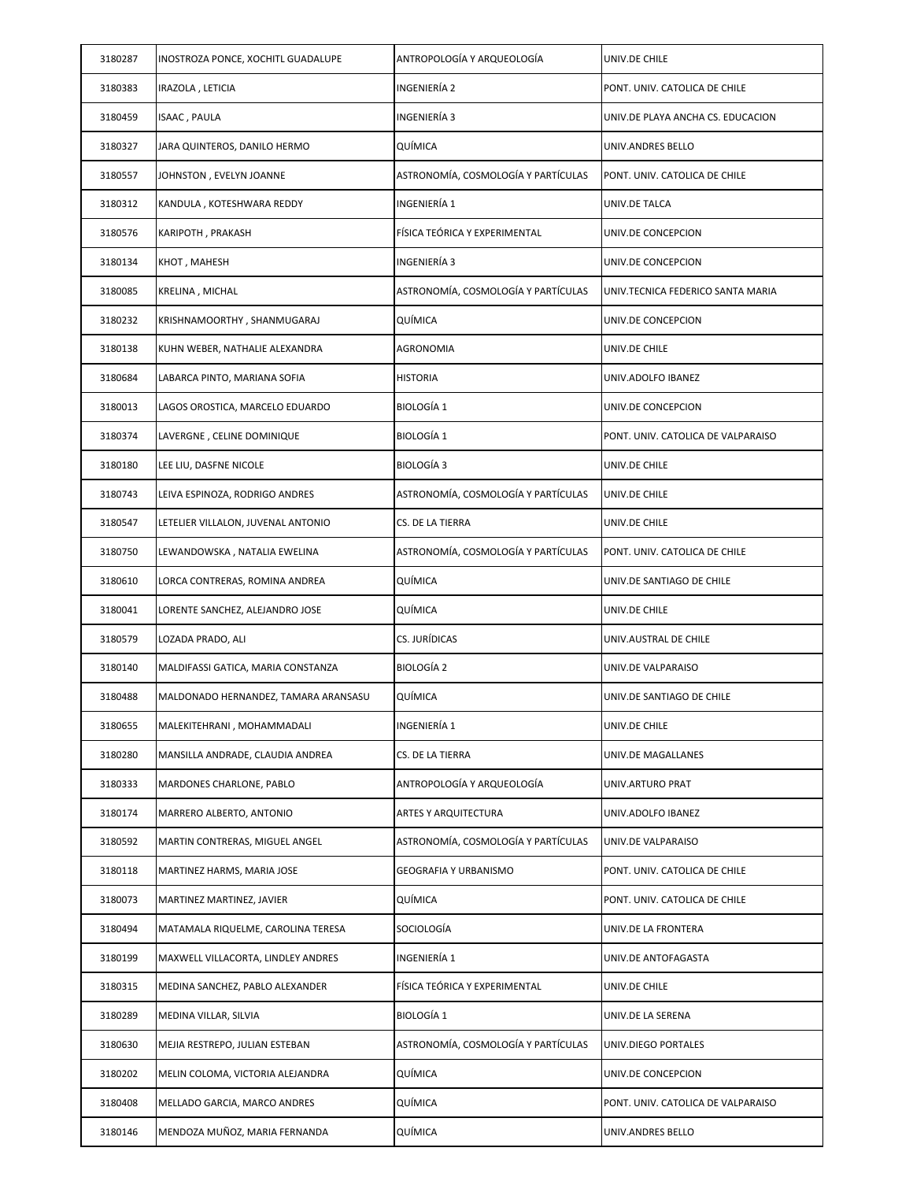| 3180287 | INOSTROZA PONCE, XOCHITL GUADALUPE | ANTROPOLOGÍA Y ARQUEOLOGÍA | UNIV.DE CHILE |
|---|---|---|---|
| 3180383 | IRAZOLA , LETICIA | INGENIERÍA 2 | PONT. UNIV. CATOLICA DE CHILE |
| 3180459 | ISAAC , PAULA | INGENIERÍA 3 | UNIV.DE PLAYA ANCHA CS. EDUCACION |
| 3180327 | JARA QUINTEROS, DANILO HERMO | QUÍMICA | UNIV.ANDRES BELLO |
| 3180557 | JOHNSTON , EVELYN JOANNE | ASTRONOMÍA, COSMOLOGÍA Y PARTÍCULAS | PONT. UNIV. CATOLICA DE CHILE |
| 3180312 | KANDULA , KOTESHWARA REDDY | INGENIERÍA 1 | UNIV.DE TALCA |
| 3180576 | KARIPOTH , PRAKASH | FÍSICA TEÓRICA Y EXPERIMENTAL | UNIV.DE CONCEPCION |
| 3180134 | KHOT , MAHESH | INGENIERÍA 3 | UNIV.DE CONCEPCION |
| 3180085 | KRELINA , MICHAL | ASTRONOMÍA, COSMOLOGÍA Y PARTÍCULAS | UNIV.TECNICA FEDERICO SANTA MARIA |
| 3180232 | KRISHNAMOORTHY , SHANMUGARAJ | QUÍMICA | UNIV.DE CONCEPCION |
| 3180138 | KUHN WEBER, NATHALIE ALEXANDRA | AGRONOMIA | UNIV.DE CHILE |
| 3180684 | LABARCA PINTO, MARIANA SOFIA | HISTORIA | UNIV.ADOLFO IBANEZ |
| 3180013 | LAGOS OROSTICA, MARCELO EDUARDO | BIOLOGÍA 1 | UNIV.DE CONCEPCION |
| 3180374 | LAVERGNE , CELINE DOMINIQUE | BIOLOGÍA 1 | PONT. UNIV. CATOLICA DE VALPARAISO |
| 3180180 | LEE LIU, DASFNE NICOLE | BIOLOGÍA 3 | UNIV.DE CHILE |
| 3180743 | LEIVA ESPINOZA, RODRIGO ANDRES | ASTRONOMÍA, COSMOLOGÍA Y PARTÍCULAS | UNIV.DE CHILE |
| 3180547 | LETELIER VILLALON, JUVENAL ANTONIO | CS. DE LA TIERRA | UNIV.DE CHILE |
| 3180750 | LEWANDOWSKA , NATALIA EWELINA | ASTRONOMÍA, COSMOLOGÍA Y PARTÍCULAS | PONT. UNIV. CATOLICA DE CHILE |
| 3180610 | LORCA CONTRERAS, ROMINA ANDREA | QUÍMICA | UNIV.DE SANTIAGO DE CHILE |
| 3180041 | LORENTE SANCHEZ, ALEJANDRO JOSE | QUÍMICA | UNIV.DE CHILE |
| 3180579 | LOZADA PRADO, ALI | CS. JURÍDICAS | UNIV.AUSTRAL DE CHILE |
| 3180140 | MALDIFASSI GATICA, MARIA CONSTANZA | BIOLOGÍA 2 | UNIV.DE VALPARAISO |
| 3180488 | MALDONADO HERNANDEZ, TAMARA ARANSASU | QUÍMICA | UNIV.DE SANTIAGO DE CHILE |
| 3180655 | MALEKITEHRANI , MOHAMMADALI | INGENIERÍA 1 | UNIV.DE CHILE |
| 3180280 | MANSILLA ANDRADE, CLAUDIA ANDREA | CS. DE LA TIERRA | UNIV.DE MAGALLANES |
| 3180333 | MARDONES CHARLONE, PABLO | ANTROPOLOGÍA Y ARQUEOLOGÍA | UNIV.ARTURO PRAT |
| 3180174 | MARRERO ALBERTO, ANTONIO | ARTES Y ARQUITECTURA | UNIV.ADOLFO IBANEZ |
| 3180592 | MARTIN CONTRERAS, MIGUEL ANGEL | ASTRONOMÍA, COSMOLOGÍA Y PARTÍCULAS | UNIV.DE VALPARAISO |
| 3180118 | MARTINEZ HARMS, MARIA JOSE | GEOGRAFIA Y URBANISMO | PONT. UNIV. CATOLICA DE CHILE |
| 3180073 | MARTINEZ MARTINEZ, JAVIER | QUÍMICA | PONT. UNIV. CATOLICA DE CHILE |
| 3180494 | MATAMALA RIQUELME, CAROLINA TERESA | SOCIOLOGÍA | UNIV.DE LA FRONTERA |
| 3180199 | MAXWELL VILLACORTA, LINDLEY ANDRES | INGENIERÍA 1 | UNIV.DE ANTOFAGASTA |
| 3180315 | MEDINA SANCHEZ, PABLO ALEXANDER | FÍSICA TEÓRICA Y EXPERIMENTAL | UNIV.DE CHILE |
| 3180289 | MEDINA VILLAR, SILVIA | BIOLOGÍA 1 | UNIV.DE LA SERENA |
| 3180630 | MEJIA RESTREPO, JULIAN ESTEBAN | ASTRONOMÍA, COSMOLOGÍA Y PARTÍCULAS | UNIV.DIEGO PORTALES |
| 3180202 | MELIN COLOMA, VICTORIA ALEJANDRA | QUÍMICA | UNIV.DE CONCEPCION |
| 3180408 | MELLADO GARCIA, MARCO ANDRES | QUÍMICA | PONT. UNIV. CATOLICA DE VALPARAISO |
| 3180146 | MENDOZA MUÑOZ, MARIA FERNANDA | QUÍMICA | UNIV.ANDRES BELLO |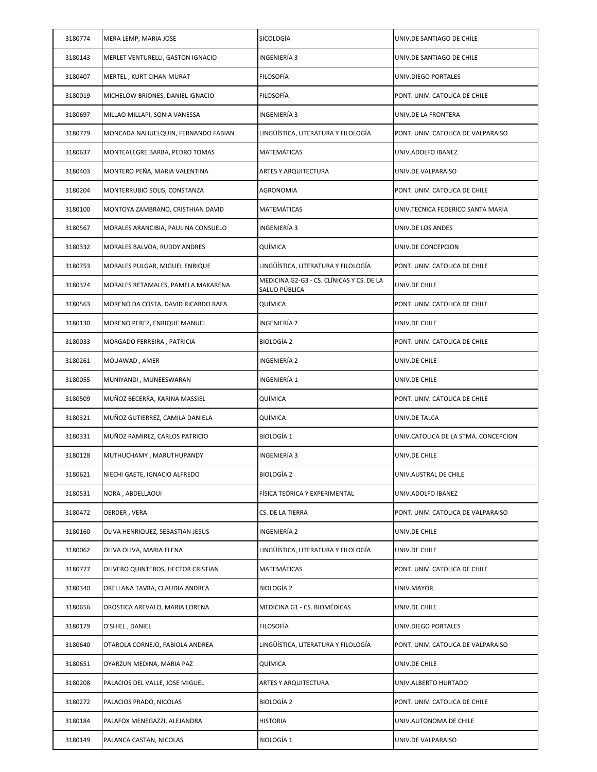| 3180774 | MERA LEMP, MARIA JOSE | SICOLOGÍA | UNIV.DE SANTIAGO DE CHILE |
|---|---|---|---|
| 3180143 | MERLET VENTURELLI, GASTON IGNACIO | INGENIERÍA 3 | UNIV.DE SANTIAGO DE CHILE |
| 3180407 | MERTEL , KURT CIHAN MURAT | FILOSOFÍA | UNIV.DIEGO PORTALES |
| 3180019 | MICHELOW BRIONES, DANIEL IGNACIO | FILOSOFÍA | PONT. UNIV. CATOLICA DE CHILE |
| 3180697 | MILLAO MILLAPI, SONIA VANESSA | INGENIERÍA 3 | UNIV.DE LA FRONTERA |
| 3180779 | MONCADA NAHUELQUIN, FERNANDO FABIAN | LINGÜÍSTICA, LITERATURA Y FILOLOGÍA | PONT. UNIV. CATOLICA DE VALPARAISO |
| 3180637 | MONTEALEGRE BARBA, PEDRO TOMAS | MATEMÁTICAS | UNIV.ADOLFO IBANEZ |
| 3180403 | MONTERO PEÑA, MARIA VALENTINA | ARTES Y ARQUITECTURA | UNIV.DE VALPARAISO |
| 3180204 | MONTERRUBIO SOLIS, CONSTANZA | AGRONOMIA | PONT. UNIV. CATOLICA DE CHILE |
| 3180100 | MONTOYA ZAMBRANO, CRISTHIAN DAVID | MATEMÁTICAS | UNIV.TECNICA FEDERICO SANTA MARIA |
| 3180567 | MORALES ARANCIBIA, PAULINA CONSUELO | INGENIERÍA 3 | UNIV.DE LOS ANDES |
| 3180332 | MORALES BALVOA, RUDDY ANDRES | QUÍMICA | UNIV.DE CONCEPCION |
| 3180753 | MORALES PULGAR, MIGUEL ENRIQUE | LINGÜÍSTICA, LITERATURA Y FILOLOGÍA | PONT. UNIV. CATOLICA DE CHILE |
| 3180324 | MORALES RETAMALES, PAMELA MAKARENA | MEDICINA G2-G3 - CS. CLÍNICAS Y CS. DE LA SALUD PÚBLICA | UNIV.DE CHILE |
| 3180563 | MORENO DA COSTA, DAVID RICARDO RAFA | QUÍMICA | PONT. UNIV. CATOLICA DE CHILE |
| 3180130 | MORENO PEREZ, ENRIQUE MANUEL | INGENIERÍA 2 | UNIV.DE CHILE |
| 3180033 | MORGADO FERREIRA , PATRICIA | BIOLOGÍA 2 | PONT. UNIV. CATOLICA DE CHILE |
| 3180261 | MOUAWAD , AMER | INGENIERÍA 2 | UNIV.DE CHILE |
| 3180055 | MUNIYANDI , MUNEESWARAN | INGENIERÍA 1 | UNIV.DE CHILE |
| 3180509 | MUÑOZ BECERRA, KARINA MASSIEL | QUÍMICA | PONT. UNIV. CATOLICA DE CHILE |
| 3180321 | MUÑOZ GUTIERREZ, CAMILA DANIELA | QUÍMICA | UNIV.DE TALCA |
| 3180331 | MUÑOZ RAMIREZ, CARLOS PATRICIO | BIOLOGÍA 1 | UNIV.CATOLICA DE LA STMA. CONCEPCION |
| 3180128 | MUTHUCHAMY , MARUTHUPANDY | INGENIERÍA 3 | UNIV.DE CHILE |
| 3180621 | NIECHI GAETE, IGNACIO ALFREDO | BIOLOGÍA 2 | UNIV.AUSTRAL DE CHILE |
| 3180531 | NORA , ABDELLAOUI | FÍSICA TEÓRICA Y EXPERIMENTAL | UNIV.ADOLFO IBANEZ |
| 3180472 | OERDER , VERA | CS. DE LA TIERRA | PONT. UNIV. CATOLICA DE VALPARAISO |
| 3180160 | OLIVA HENRIQUEZ, SEBASTIAN JESUS | INGENIERÍA 2 | UNIV.DE CHILE |
| 3180062 | OLIVA OLIVA, MARIA ELENA | LINGÜÍSTICA, LITERATURA Y FILOLOGÍA | UNIV.DE CHILE |
| 3180777 | OLIVERO QUINTEROS, HECTOR CRISTIAN | MATEMÁTICAS | PONT. UNIV. CATOLICA DE CHILE |
| 3180340 | ORELLANA TAVRA, CLAUDIA ANDREA | BIOLOGÍA 2 | UNIV.MAYOR |
| 3180656 | OROSTICA AREVALO, MARIA LORENA | MEDICINA G1 - CS. BIOMÉDICAS | UNIV.DE CHILE |
| 3180179 | O'SHIEL , DANIEL | FILOSOFÍA | UNIV.DIEGO PORTALES |
| 3180640 | OTAROLA CORNEJO, FABIOLA ANDREA | LINGÜÍSTICA, LITERATURA Y FILOLOGÍA | PONT. UNIV. CATOLICA DE VALPARAISO |
| 3180651 | OYARZUN MEDINA, MARIA PAZ | QUÍMICA | UNIV.DE CHILE |
| 3180208 | PALACIOS DEL VALLE, JOSE MIGUEL | ARTES Y ARQUITECTURA | UNIV.ALBERTO HURTADO |
| 3180272 | PALACIOS PRADO, NICOLAS | BIOLOGÍA 2 | PONT. UNIV. CATOLICA DE CHILE |
| 3180184 | PALAFOX MENEGAZZI, ALEJANDRA | HISTORIA | UNIV.AUTONOMA DE CHILE |
| 3180149 | PALANCA CASTAN, NICOLAS | BIOLOGÍA 1 | UNIV.DE VALPARAISO |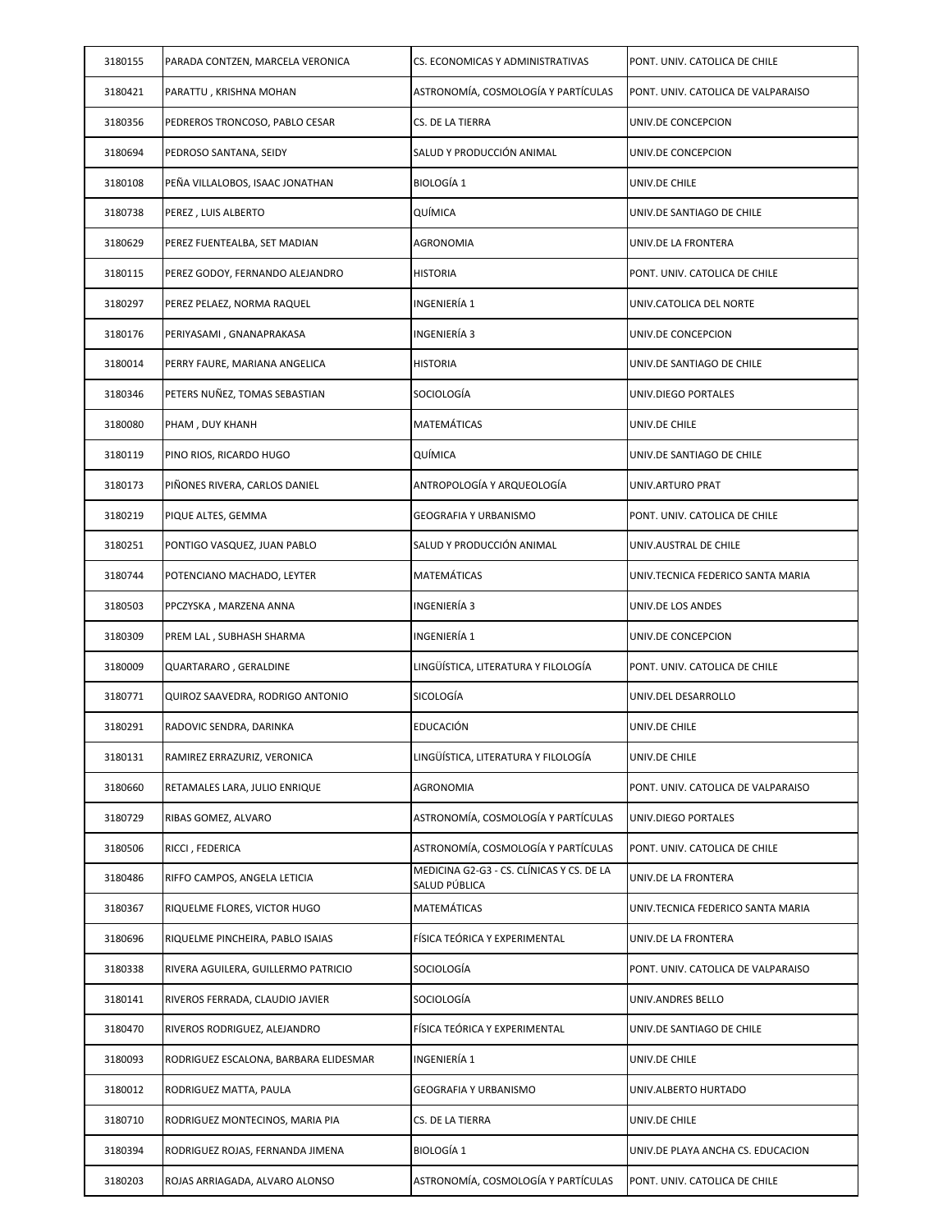| 3180155 | PARADA CONTZEN, MARCELA VERONICA | CS. ECONOMICAS Y ADMINISTRATIVAS | PONT. UNIV. CATOLICA DE CHILE |
|---|---|---|---|
| 3180421 | PARATTU , KRISHNA MOHAN | ASTRONOMÍA, COSMOLOGÍA Y PARTÍCULAS | PONT. UNIV. CATOLICA DE VALPARAISO |
| 3180356 | PEDREROS TRONCOSO, PABLO CESAR | CS. DE LA TIERRA | UNIV.DE CONCEPCION |
| 3180694 | PEDROSO SANTANA, SEIDY | SALUD Y PRODUCCIÓN ANIMAL | UNIV.DE CONCEPCION |
| 3180108 | PEÑA VILLALOBOS, ISAAC JONATHAN | BIOLOGÍA 1 | UNIV.DE CHILE |
| 3180738 | PEREZ , LUIS ALBERTO | QUÍMICA | UNIV.DE SANTIAGO DE CHILE |
| 3180629 | PEREZ FUENTEALBA, SET MADIAN | AGRONOMIA | UNIV.DE LA FRONTERA |
| 3180115 | PEREZ GODOY, FERNANDO ALEJANDRO | HISTORIA | PONT. UNIV. CATOLICA DE CHILE |
| 3180297 | PEREZ PELAEZ, NORMA RAQUEL | INGENIERÍA 1 | UNIV.CATOLICA DEL NORTE |
| 3180176 | PERIYASAMI , GNANAPRAKASA | INGENIERÍA 3 | UNIV.DE CONCEPCION |
| 3180014 | PERRY FAURE, MARIANA ANGELICA | HISTORIA | UNIV.DE SANTIAGO DE CHILE |
| 3180346 | PETERS NUÑEZ, TOMAS SEBASTIAN | SOCIOLOGÍA | UNIV.DIEGO PORTALES |
| 3180080 | PHAM , DUY KHANH | MATEMÁTICAS | UNIV.DE CHILE |
| 3180119 | PINO RIOS, RICARDO HUGO | QUÍMICA | UNIV.DE SANTIAGO DE CHILE |
| 3180173 | PIÑONES RIVERA, CARLOS DANIEL | ANTROPOLOGÍA Y ARQUEOLOGÍA | UNIV.ARTURO PRAT |
| 3180219 | PIQUE ALTES, GEMMA | GEOGRAFIA Y URBANISMO | PONT. UNIV. CATOLICA DE CHILE |
| 3180251 | PONTIGO VASQUEZ, JUAN PABLO | SALUD Y PRODUCCIÓN ANIMAL | UNIV.AUSTRAL DE CHILE |
| 3180744 | POTENCIANO MACHADO, LEYTER | MATEMÁTICAS | UNIV.TECNICA FEDERICO SANTA MARIA |
| 3180503 | PPCZYSKA , MARZENA ANNA | INGENIERÍA 3 | UNIV.DE LOS ANDES |
| 3180309 | PREM LAL , SUBHASH SHARMA | INGENIERÍA 1 | UNIV.DE CONCEPCION |
| 3180009 | QUARTARARO , GERALDINE | LINGÜÍSTICA, LITERATURA Y FILOLOGÍA | PONT. UNIV. CATOLICA DE CHILE |
| 3180771 | QUIROZ SAAVEDRA, RODRIGO ANTONIO | SICOLOGÍA | UNIV.DEL DESARROLLO |
| 3180291 | RADOVIC SENDRA, DARINKA | EDUCACIÓN | UNIV.DE CHILE |
| 3180131 | RAMIREZ ERRAZURIZ, VERONICA | LINGÜÍSTICA, LITERATURA Y FILOLOGÍA | UNIV.DE CHILE |
| 3180660 | RETAMALES LARA, JULIO ENRIQUE | AGRONOMIA | PONT. UNIV. CATOLICA DE VALPARAISO |
| 3180729 | RIBAS GOMEZ, ALVARO | ASTRONOMÍA, COSMOLOGÍA Y PARTÍCULAS | UNIV.DIEGO PORTALES |
| 3180506 | RICCI , FEDERICA | ASTRONOMÍA, COSMOLOGÍA Y PARTÍCULAS | PONT. UNIV. CATOLICA DE CHILE |
| 3180486 | RIFFO CAMPOS, ANGELA LETICIA | MEDICINA G2-G3 - CS. CLÍNICAS Y CS. DE LA SALUD PÚBLICA | UNIV.DE LA FRONTERA |
| 3180367 | RIQUELME FLORES, VICTOR HUGO | MATEMÁTICAS | UNIV.TECNICA FEDERICO SANTA MARIA |
| 3180696 | RIQUELME PINCHEIRA, PABLO ISAIAS | FÍSICA TEÓRICA Y EXPERIMENTAL | UNIV.DE LA FRONTERA |
| 3180338 | RIVERA AGUILERA, GUILLERMO PATRICIO | SOCIOLOGÍA | PONT. UNIV. CATOLICA DE VALPARAISO |
| 3180141 | RIVEROS FERRADA, CLAUDIO JAVIER | SOCIOLOGÍA | UNIV.ANDRES BELLO |
| 3180470 | RIVEROS RODRIGUEZ, ALEJANDRO | FÍSICA TEÓRICA Y EXPERIMENTAL | UNIV.DE SANTIAGO DE CHILE |
| 3180093 | RODRIGUEZ ESCALONA, BARBARA ELIDESMAR | INGENIERÍA 1 | UNIV.DE CHILE |
| 3180012 | RODRIGUEZ MATTA, PAULA | GEOGRAFIA Y URBANISMO | UNIV.ALBERTO HURTADO |
| 3180710 | RODRIGUEZ MONTECINOS, MARIA PIA | CS. DE LA TIERRA | UNIV.DE CHILE |
| 3180394 | RODRIGUEZ ROJAS, FERNANDA JIMENA | BIOLOGÍA 1 | UNIV.DE PLAYA ANCHA CS. EDUCACION |
| 3180203 | ROJAS ARRIAGADA, ALVARO ALONSO | ASTRONOMÍA, COSMOLOGÍA Y PARTÍCULAS | PONT. UNIV. CATOLICA DE CHILE |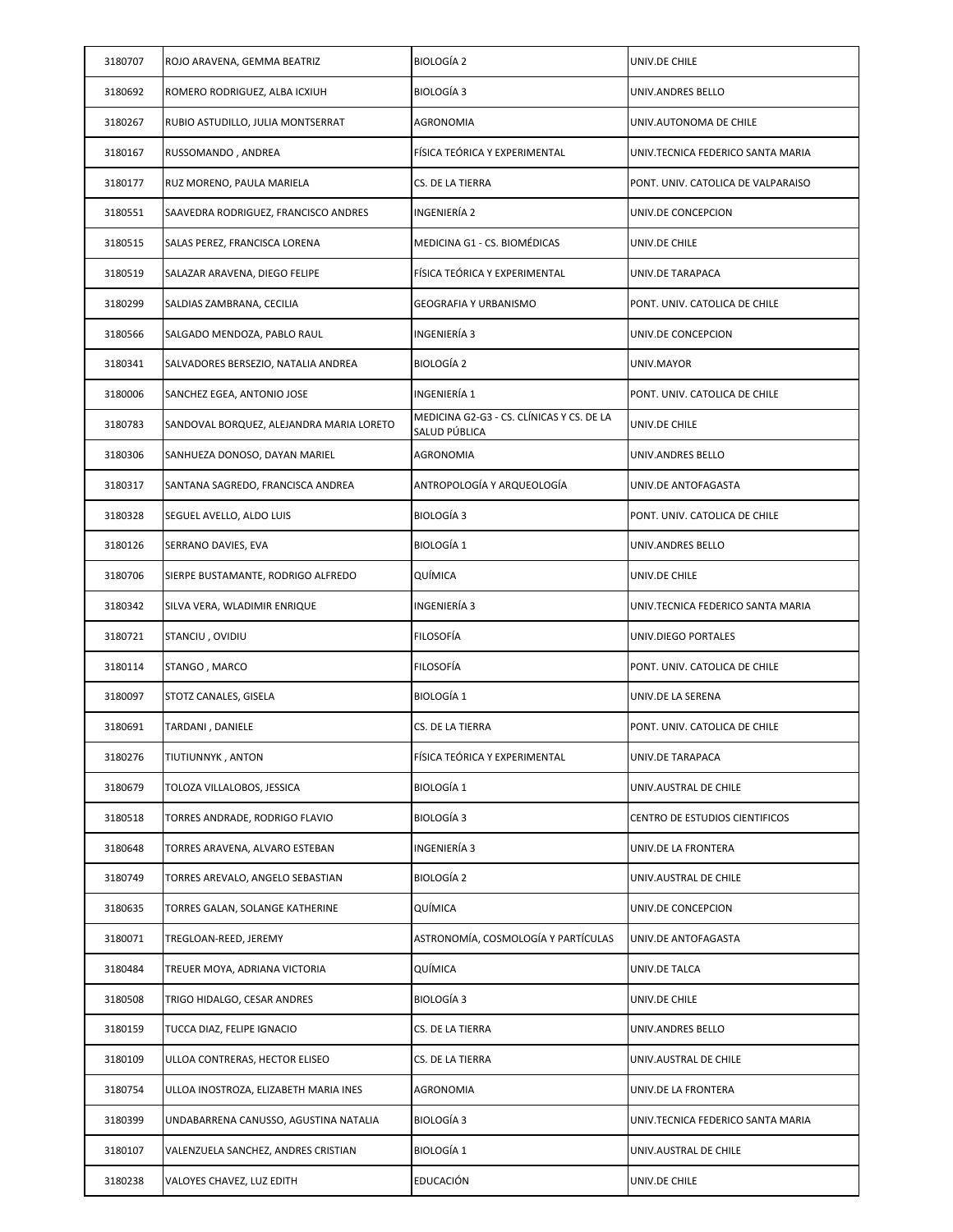| | | | |
|---|---|---|---|
| 3180707 | ROJO ARAVENA, GEMMA BEATRIZ | BIOLOGÍA 2 | UNIV.DE CHILE |
| 3180692 | ROMERO RODRIGUEZ, ALBA ICXIUH | BIOLOGÍA 3 | UNIV.ANDRES BELLO |
| 3180267 | RUBIO ASTUDILLO, JULIA MONTSERRAT | AGRONOMIA | UNIV.AUTONOMA DE CHILE |
| 3180167 | RUSSOMANDO , ANDREA | FÍSICA TEÓRICA Y EXPERIMENTAL | UNIV.TECNICA FEDERICO SANTA MARIA |
| 3180177 | RUZ MORENO, PAULA MARIELA | CS. DE LA TIERRA | PONT. UNIV. CATOLICA DE VALPARAISO |
| 3180551 | SAAVEDRA RODRIGUEZ, FRANCISCO ANDRES | INGENIERÍA 2 | UNIV.DE CONCEPCION |
| 3180515 | SALAS PEREZ, FRANCISCA LORENA | MEDICINA G1 - CS. BIOMÉDICAS | UNIV.DE CHILE |
| 3180519 | SALAZAR ARAVENA, DIEGO FELIPE | FÍSICA TEÓRICA Y EXPERIMENTAL | UNIV.DE TARAPACA |
| 3180299 | SALDIAS ZAMBRANA, CECILIA | GEOGRAFIA Y URBANISMO | PONT. UNIV. CATOLICA DE CHILE |
| 3180566 | SALGADO MENDOZA, PABLO RAUL | INGENIERÍA 3 | UNIV.DE CONCEPCION |
| 3180341 | SALVADORES BERSEZIO, NATALIA ANDREA | BIOLOGÍA 2 | UNIV.MAYOR |
| 3180006 | SANCHEZ EGEA, ANTONIO JOSE | INGENIERÍA 1 | PONT. UNIV. CATOLICA DE CHILE |
| 3180783 | SANDOVAL BORQUEZ, ALEJANDRA MARIA LORETO | MEDICINA G2-G3 - CS. CLÍNICAS Y CS. DE LA SALUD PÚBLICA | UNIV.DE CHILE |
| 3180306 | SANHUEZA DONOSO, DAYAN MARIEL | AGRONOMIA | UNIV.ANDRES BELLO |
| 3180317 | SANTANA SAGREDO, FRANCISCA ANDREA | ANTROPOLOGÍA Y ARQUEOLOGÍA | UNIV.DE ANTOFAGASTA |
| 3180328 | SEGUEL AVELLO, ALDO LUIS | BIOLOGÍA 3 | PONT. UNIV. CATOLICA DE CHILE |
| 3180126 | SERRANO DAVIES, EVA | BIOLOGÍA 1 | UNIV.ANDRES BELLO |
| 3180706 | SIERPE BUSTAMANTE, RODRIGO ALFREDO | QUÍMICA | UNIV.DE CHILE |
| 3180342 | SILVA VERA, WLADIMIR ENRIQUE | INGENIERÍA 3 | UNIV.TECNICA FEDERICO SANTA MARIA |
| 3180721 | STANCIU , OVIDIU | FILOSOFÍA | UNIV.DIEGO PORTALES |
| 3180114 | STANGO , MARCO | FILOSOFÍA | PONT. UNIV. CATOLICA DE CHILE |
| 3180097 | STOTZ CANALES, GISELA | BIOLOGÍA 1 | UNIV.DE LA SERENA |
| 3180691 | TARDANI , DANIELE | CS. DE LA TIERRA | PONT. UNIV. CATOLICA DE CHILE |
| 3180276 | TIUTIUNNYK , ANTON | FÍSICA TEÓRICA Y EXPERIMENTAL | UNIV.DE TARAPACA |
| 3180679 | TOLOZA VILLALOBOS, JESSICA | BIOLOGÍA 1 | UNIV.AUSTRAL DE CHILE |
| 3180518 | TORRES ANDRADE, RODRIGO FLAVIO | BIOLOGÍA 3 | CENTRO DE ESTUDIOS CIENTIFICOS |
| 3180648 | TORRES ARAVENA, ALVARO ESTEBAN | INGENIERÍA 3 | UNIV.DE LA FRONTERA |
| 3180749 | TORRES AREVALO, ANGELO SEBASTIAN | BIOLOGÍA 2 | UNIV.AUSTRAL DE CHILE |
| 3180635 | TORRES GALAN, SOLANGE KATHERINE | QUÍMICA | UNIV.DE CONCEPCION |
| 3180071 | TREGLOAN-REED, JEREMY | ASTRONOMÍA, COSMOLOGÍA Y PARTÍCULAS | UNIV.DE ANTOFAGASTA |
| 3180484 | TREUER MOYA, ADRIANA VICTORIA | QUÍMICA | UNIV.DE TALCA |
| 3180508 | TRIGO HIDALGO, CESAR ANDRES | BIOLOGÍA 3 | UNIV.DE CHILE |
| 3180159 | TUCCA DIAZ, FELIPE IGNACIO | CS. DE LA TIERRA | UNIV.ANDRES BELLO |
| 3180109 | ULLOA CONTRERAS, HECTOR ELISEO | CS. DE LA TIERRA | UNIV.AUSTRAL DE CHILE |
| 3180754 | ULLOA INOSTROZA, ELIZABETH MARIA INES | AGRONOMIA | UNIV.DE LA FRONTERA |
| 3180399 | UNDABARRENA CANUSSO, AGUSTINA NATALIA | BIOLOGÍA 3 | UNIV.TECNICA FEDERICO SANTA MARIA |
| 3180107 | VALENZUELA SANCHEZ, ANDRES CRISTIAN | BIOLOGÍA 1 | UNIV.AUSTRAL DE CHILE |
| 3180238 | VALOYES CHAVEZ, LUZ EDITH | EDUCACIÓN | UNIV.DE CHILE |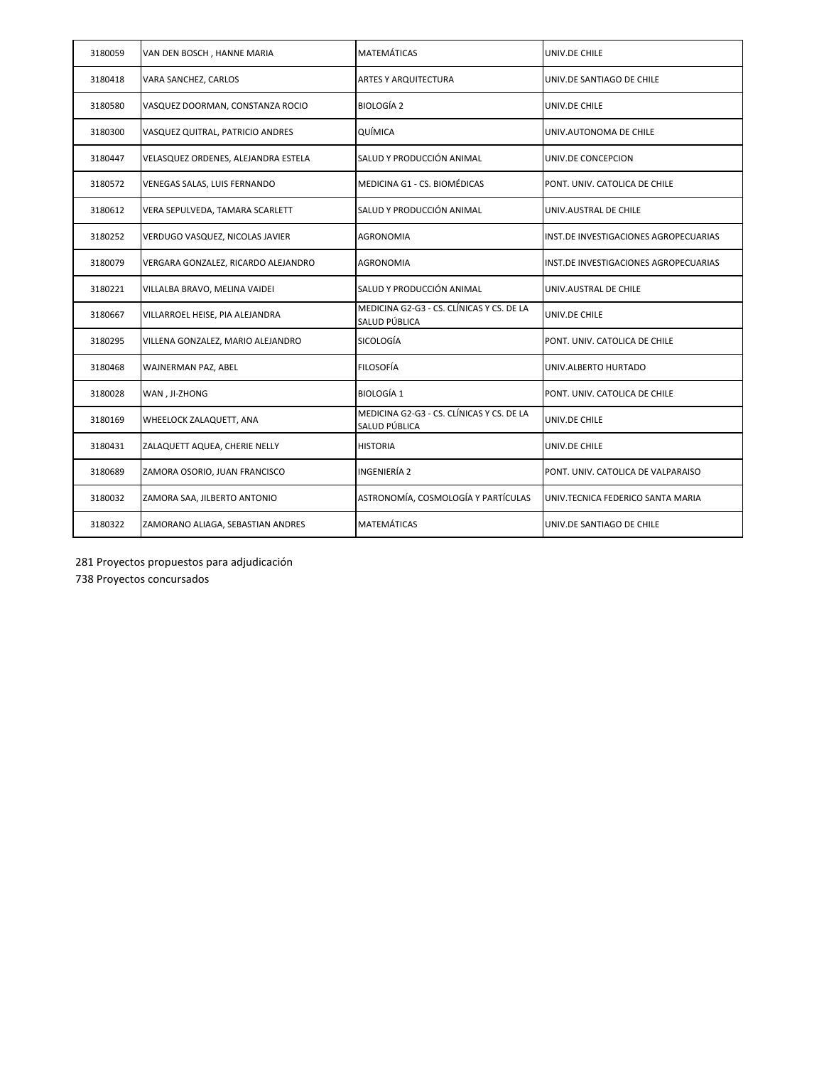| | | | |
|---|---|---|---|
| 3180059 | VAN DEN BOSCH , HANNE MARIA | MATEMÁTICAS | UNIV.DE CHILE |
| 3180418 | VARA SANCHEZ, CARLOS | ARTES Y ARQUITECTURA | UNIV.DE SANTIAGO DE CHILE |
| 3180580 | VASQUEZ DOORMAN, CONSTANZA ROCIO | BIOLOGÍA 2 | UNIV.DE CHILE |
| 3180300 | VASQUEZ QUITRAL, PATRICIO ANDRES | QUÍMICA | UNIV.AUTONOMA DE CHILE |
| 3180447 | VELASQUEZ ORDENES, ALEJANDRA ESTELA | SALUD Y PRODUCCIÓN ANIMAL | UNIV.DE CONCEPCION |
| 3180572 | VENEGAS SALAS, LUIS FERNANDO | MEDICINA G1 - CS. BIOMÉDICAS | PONT. UNIV. CATOLICA DE CHILE |
| 3180612 | VERA SEPULVEDA, TAMARA SCARLETT | SALUD Y PRODUCCIÓN ANIMAL | UNIV.AUSTRAL DE CHILE |
| 3180252 | VERDUGO VASQUEZ, NICOLAS JAVIER | AGRONOMIA | INST.DE INVESTIGACIONES AGROPECUARIAS |
| 3180079 | VERGARA GONZALEZ, RICARDO ALEJANDRO | AGRONOMIA | INST.DE INVESTIGACIONES AGROPECUARIAS |
| 3180221 | VILLALBA BRAVO, MELINA VAIDEI | SALUD Y PRODUCCIÓN ANIMAL | UNIV.AUSTRAL DE CHILE |
| 3180667 | VILLARROEL HEISE, PIA ALEJANDRA | MEDICINA G2-G3 - CS. CLÍNICAS Y CS. DE LA SALUD PÚBLICA | UNIV.DE CHILE |
| 3180295 | VILLENA GONZALEZ, MARIO ALEJANDRO | SICOLOGÍA | PONT. UNIV. CATOLICA DE CHILE |
| 3180468 | WAJNERMAN PAZ, ABEL | FILOSOFÍA | UNIV.ALBERTO HURTADO |
| 3180028 | WAN , JI-ZHONG | BIOLOGÍA 1 | PONT. UNIV. CATOLICA DE CHILE |
| 3180169 | WHEELOCK ZALAQUETT, ANA | MEDICINA G2-G3 - CS. CLÍNICAS Y CS. DE LA SALUD PÚBLICA | UNIV.DE CHILE |
| 3180431 | ZALAQUETT AQUEA, CHERIE NELLY | HISTORIA | UNIV.DE CHILE |
| 3180689 | ZAMORA OSORIO, JUAN FRANCISCO | INGENIERÍA 2 | PONT. UNIV. CATOLICA DE VALPARAISO |
| 3180032 | ZAMORA SAA, JILBERTO ANTONIO | ASTRONOMÍA, COSMOLOGÍA Y PARTÍCULAS | UNIV.TECNICA FEDERICO SANTA MARIA |
| 3180322 | ZAMORANO ALIAGA, SEBASTIAN ANDRES | MATEMÁTICAS | UNIV.DE SANTIAGO DE CHILE |

281 Proyectos propuestos para adjudicación
738 Proyectos concursados